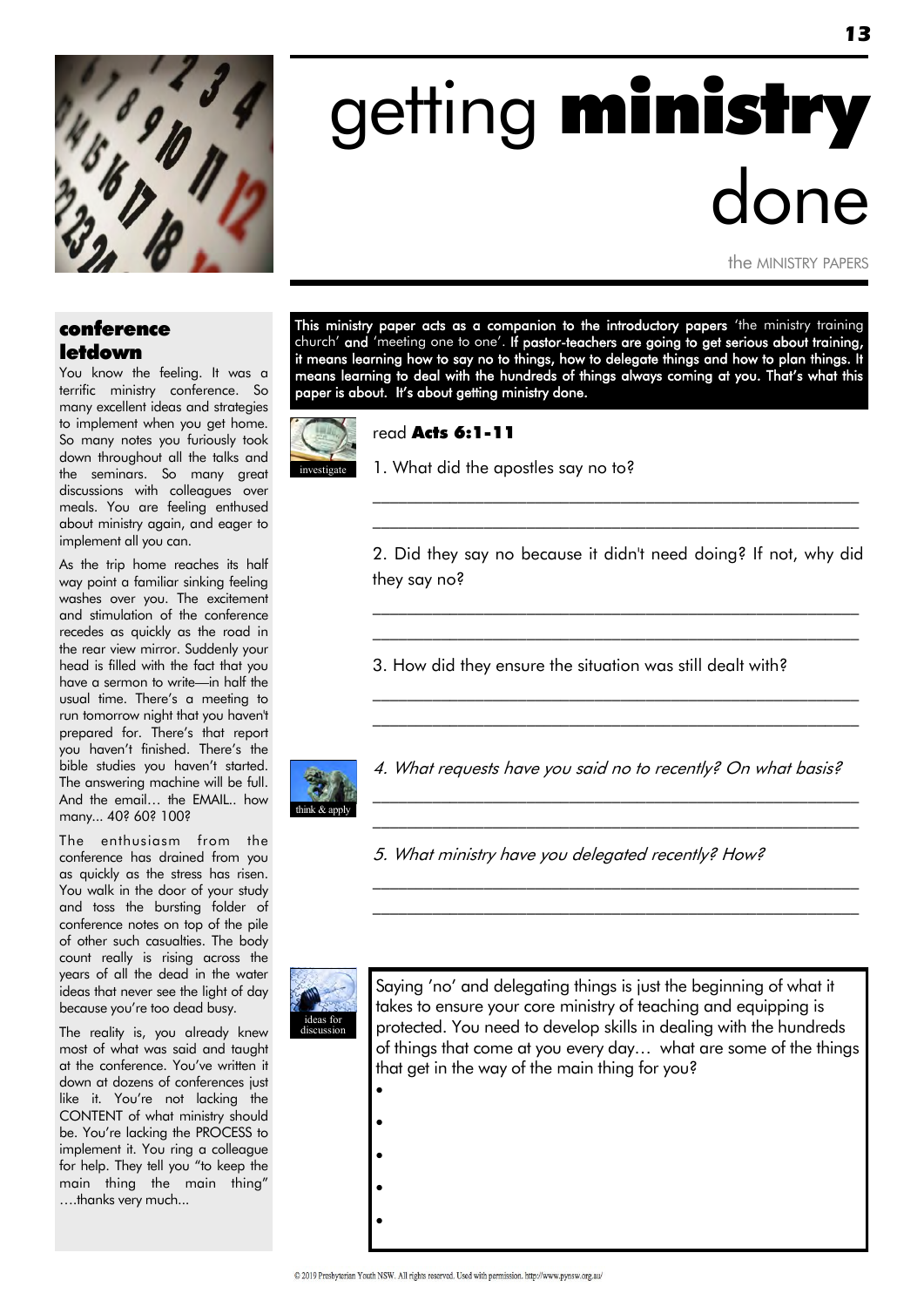# getting **ministry** done

the MINISTRY PAPERS

## conference letdown

You know the feeling. It was a terrific ministry conference. So many excellent ideas and strategies to implement when you get home. So many notes you furiously took down throughout all the talks and the seminars. So many great discussions with colleagues over meals. You are feeling enthused about ministry again, and eager to implement all you can.

As the trip home reaches its half way point a familiar sinking feeling washes over you. The excitement and stimulation of the conference recedes as quickly as the road in the rear view mirror. Suddenly your head is filled with the fact that you have a sermon to write—in half the usual time. There's a meeting to run tomorrow night that you haven't prepared for. There's that report you haven't finished. There's the bible studies you haven't started. The answering machine will be full. And the email… the EMAIL.. how many... 40? 60? 100?

The enthusiasm from the conference has drained from you as quickly as the stress has risen. You walk in the door of your study and toss the bursting folder of conference notes on top of the pile of other such casualties. The body count really is rising across the years of all the dead in the water ideas that never see the light of day because you're too dead busy.

The reality is, you already knew most of what was said and taught at the conference. You've written it down at dozens of conferences just like it. You're not lacking the CONTENT of what ministry should be. You're lacking the PROCESS to implement it. You ring a colleague for help. They tell you "to keep the main thing the main thing" ….thanks very much...

**This ministry paper acts as a companion to the introductory papers** 'the ministry training church' **and** 'meeting one to one'. **If pastor-teachers are going to get serious about training, it means learning how to say no to things, how to delegate things and how to plan things. It means learning to deal with the hundreds of things always coming at you. That's what this paper is about. It's about getting ministry done.**

investigate

read **Acts 6:1-11**

1. What did the apostles say no to?

\_\_\_\_\_\_\_\_\_\_\_\_\_\_\_\_\_\_\_\_\_\_\_\_\_\_\_\_\_\_\_\_\_\_\_\_\_\_\_\_\_\_\_\_\_\_\_\_

\_\_\_\_\_\_\_\_\_\_\_\_\_\_\_\_\_\_\_\_\_\_\_\_\_\_\_\_\_\_\_\_\_\_\_\_\_\_\_\_\_\_\_\_\_\_\_\_

2. Did they say no because it didn't need doing? If not, why did they say no?

\_\_\_\_\_\_\_\_\_\_\_\_\_\_\_\_\_\_\_\_\_\_\_\_\_\_\_\_\_\_\_\_\_\_\_\_\_\_\_\_\_\_\_\_\_\_\_\_

\_\_\_\_\_\_\_\_\_\_\_\_\_\_\_\_\_\_\_\_\_\_\_\_\_\_\_\_\_\_\_\_\_\_\_\_\_\_\_\_\_\_\_\_\_\_\_\_

3. How did they ensure the situation was still dealt with?

\_\_\_\_\_\_\_\_\_\_\_\_\_\_\_\_\_\_\_\_\_\_\_\_\_\_\_\_\_\_\_\_\_\_\_\_\_\_\_\_\_\_\_\_\_\_\_\_

\_\_\_\_\_\_\_\_\_\_\_\_\_\_\_\_\_\_\_\_\_\_\_\_\_\_\_\_\_\_\_\_\_\_\_\_\_\_\_\_\_\_\_\_\_\_\_\_

think & apply

*4. What requests have you said no to recently? On what basis?*

\_\_\_\_\_\_\_\_\_\_\_\_\_\_\_\_\_\_\_\_\_\_\_\_\_\_\_\_\_\_\_\_\_\_\_\_\_\_\_\_\_\_\_\_\_\_\_\_

\_\_\_\_\_\_\_\_\_\_\_\_\_\_\_\_\_\_\_\_\_\_\_\_\_\_\_\_\_\_\_\_\_\_\_\_\_\_\_\_\_\_\_\_\_\_\_\_

*5. What ministry have you delegated recently? How?*

\_\_\_\_\_\_\_\_\_\_\_\_\_\_\_\_\_\_\_\_\_\_\_\_\_\_\_\_\_\_\_\_\_\_\_\_\_\_\_\_\_\_\_\_\_\_\_\_

\_\_\_\_\_\_\_\_\_\_\_\_\_\_\_\_\_\_\_\_\_\_\_\_\_\_\_\_\_\_\_\_\_\_\_\_\_\_\_\_\_\_\_\_\_\_\_\_

ideas for discussion

Saying 'no' and delegating things is just the beginning of what it takes to ensure your core ministry of teaching and equipping is protected. You need to develop skills in dealing with the hundreds of things that come at you every day… what are some of the things that get in the way of the main thing for you?

- 
- 
- 
- 
- 

© 2019 Presbyterian Youth NSW. All rights reserved. Used with permission. http://www.pynsw.org.au/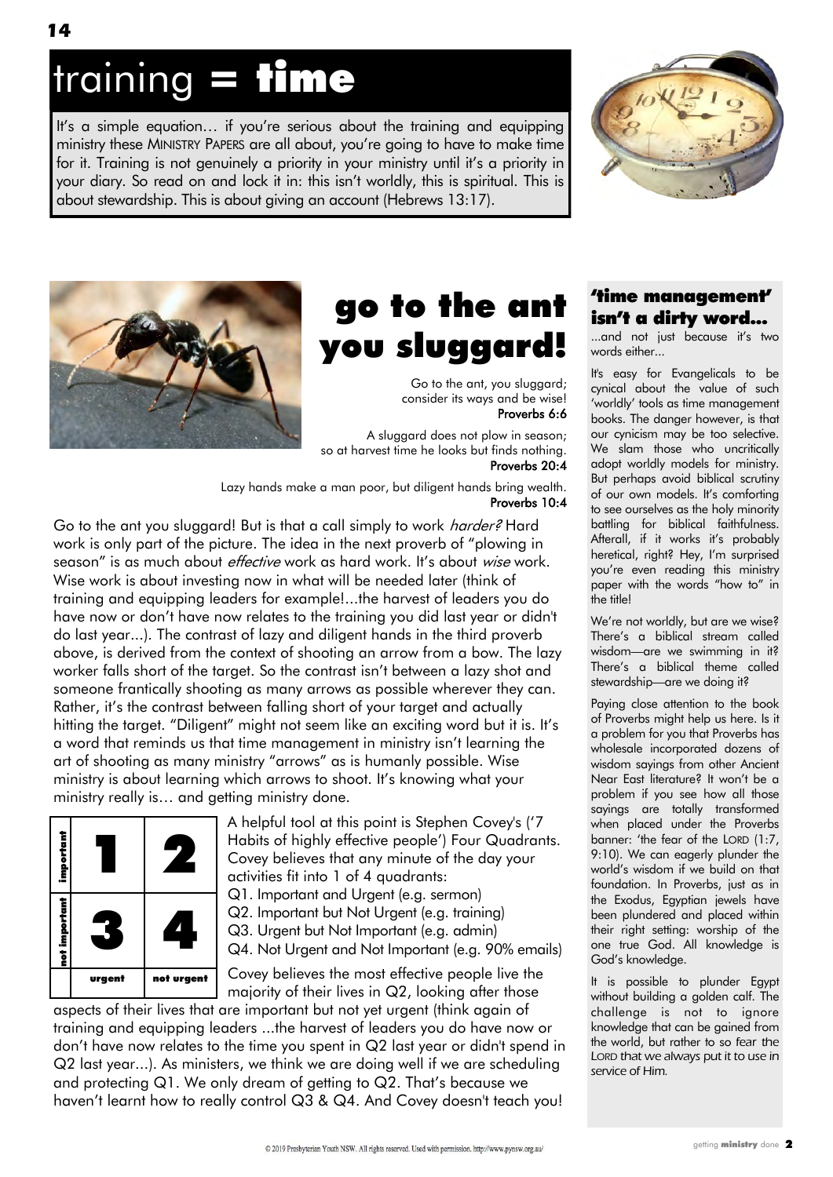# training = time

It's a simple equation… if you're serious about the training and equipping ministry these MINISTRY PAPERS are all about, you're going to have to make time for it. Training is not genuinely a priority in your ministry until it's a priority in your diary. So read on and lock it in: this isn't worldly, this is spiritual. This is about stewardship. This is about giving an account (Hebrews 13:17).

## go to the ant you sluggard!

Go to the ant, you sluggard;
consider its ways and be wise!
**Proverbs 6:6**

A sluggard does not plow in season;
so at harvest time he looks but finds nothing.
**Proverbs 20:4**

Lazy hands make a man poor, but diligent hands bring wealth.
**Proverbs 10:4**

Go to the ant you sluggard! But is that a call simply to work *harder?* Hard work is only part of the picture. The idea in the next proverb of "plowing in season" is as much about *effective* work as hard work. It's about *wise* work. Wise work is about investing now in what will be needed later (think of training and equipping leaders for example!...the harvest of leaders you do have now or don't have now relates to the training you did last year or didn't do last year...). The contrast of lazy and diligent hands in the third proverb above, is derived from the context of shooting an arrow from a bow. The lazy worker falls short of the target. So the contrast isn't between a lazy shot and someone frantically shooting as many arrows as possible wherever they can. Rather, it's the contrast between falling short of your target and actually hitting the target. "Diligent" might not seem like an exciting word but it is. It's a word that reminds us that time management in ministry isn't learning the art of shooting as many ministry "arrows" as is humanly possible. Wise ministry is about learning which arrows to shoot. It's knowing what your ministry really is… and getting ministry done.

| | urgent | not urgent |
|---|---|---|
| **important** | 1 | 2 |
| **not important** | 3 | 4 |

A helpful tool at this point is Stephen Covey's ('7 Habits of highly effective people') Four Quadrants. Covey believes that any minute of the day your activities fit into 1 of 4 quadrants:

Q1. Important and Urgent (e.g. sermon)
Q2. Important but Not Urgent (e.g. training)
Q3. Urgent but Not Important (e.g. admin)
Q4. Not Urgent and Not Important (e.g. 90% emails)

Covey believes the most effective people live the majority of their lives in Q2, looking after those aspects of their lives that are important but not yet urgent (think again of training and equipping leaders ...the harvest of leaders you do have now or don't have now relates to the time you spent in Q2 last year or didn't spend in Q2 last year...). As ministers, we think we are doing well if we are scheduling and protecting Q1. We only dream of getting to Q2. That's because we haven't learnt how to really control Q3 & Q4. And Covey doesn't teach you!

## 'time management' isn't a dirty word...

...and not just because it's two words either...

It's easy for Evangelicals to be cynical about the value of such 'worldly' tools as time management books. The danger however, is that our cynicism may be too selective. We slam those who uncritically adopt worldly models for ministry. But perhaps avoid biblical scrutiny of our own models. It's comforting to see ourselves as the holy minority battling for biblical faithfulness. Afterall, if it works it's probably heretical, right? Hey, I'm surprised you're even reading this ministry paper with the words "how to" in the title!

We're not worldly, but are we wise? There's a biblical stream called wisdom—are we swimming in it? There's a biblical theme called stewardship—are we doing it?

Paying close attention to the book of Proverbs might help us here. Is it a problem for you that Proverbs has wholesale incorporated dozens of wisdom sayings from other Ancient Near East literature? It won't be a problem if you see how all those sayings are totally transformed when placed under the Proverbs banner: 'the fear of the LORD (1:7, 9:10). We can eagerly plunder the world's wisdom if we build on that foundation. In Proverbs, just as in the Exodus, Egyptian jewels have been plundered and placed within their right setting: worship of the one true God. All knowledge is God's knowledge.

It is possible to plunder Egypt without building a golden calf. The challenge is not to ignore knowledge that can be gained from the world, but rather to so fear the LORD that we always put it to use in service of Him.

© 2019 Presbyterian Youth NSW. All rights reserved. Used with permission. http://www.pynsw.org.au/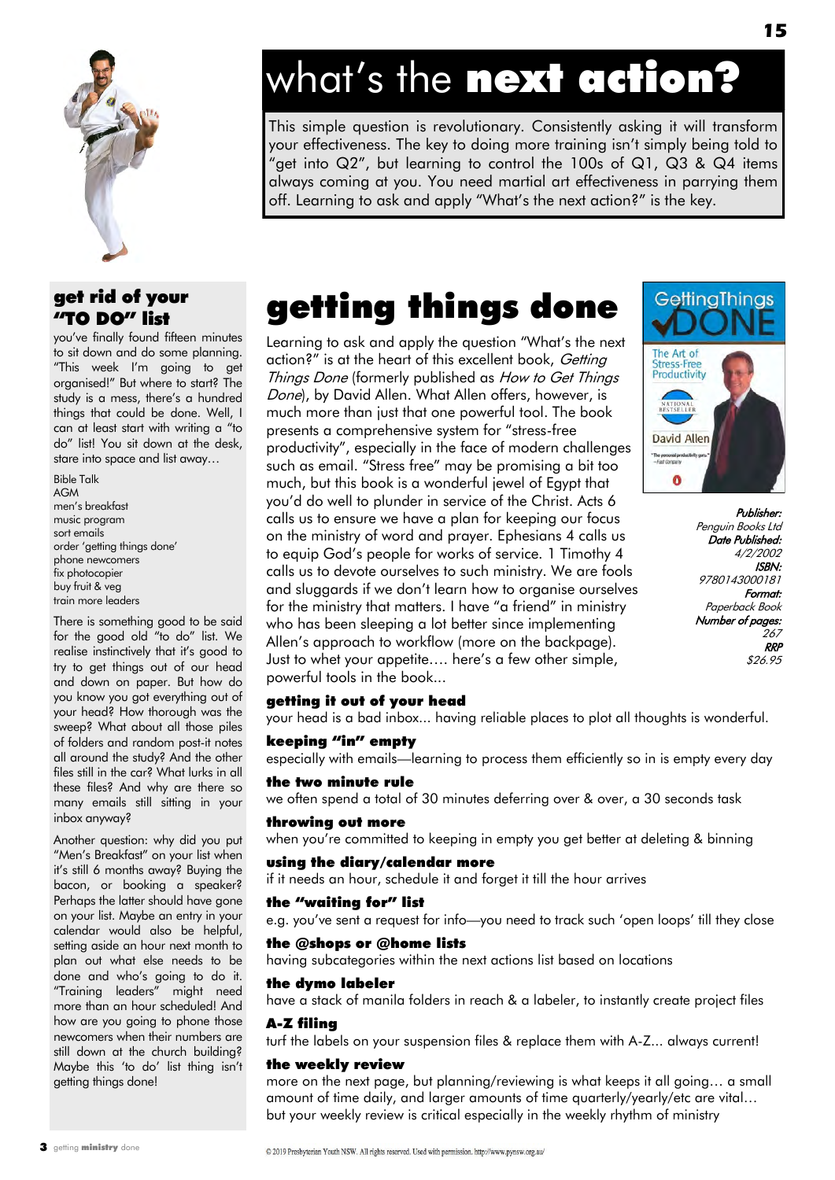# what's the **next action?**

This simple question is revolutionary. Consistently asking it will transform your effectiveness. The key to doing more training isn't simply being told to "get into Q2", but learning to control the 100s of Q1, Q3 & Q4 items always coming at you. You need martial art effectiveness in parrying them off. Learning to ask and apply "What's the next action?" is the key.

## get rid of your "TO DO" list

you've finally found fifteen minutes to sit down and do some planning. "This week I'm going to get organised!" But where to start? The study is a mess, there's a hundred things that could be done. Well, I can at least start with writing a "to do" list! You sit down at the desk, stare into space and list away…

Bible Talk
AGM
men's breakfast
music program
sort emails
order 'getting things done'
phone newcomers
fix photocopier
buy fruit & veg
train more leaders

There is something good to be said for the good old "to do" list. We realise instinctively that it's good to try to get things out of our head and down on paper. But how do you know you got everything out of your head? How thorough was the sweep? What about all those piles of folders and random post-it notes all around the study? And the other files still in the car? What lurks in all these files? And why are there so many emails still sitting in your inbox anyway?

Another question: why did you put "Men's Breakfast" on your list when it's still 6 months away? Buying the bacon, or booking a speaker? Perhaps the latter should have gone on your list. Maybe an entry in your calendar would also be helpful, setting aside an hour next month to plan out what else needs to be done and who's going to do it. "Training leaders" might need more than an hour scheduled! And how are you going to phone those newcomers when their numbers are still down at the church building? Maybe this 'to do' list thing isn't getting things done!

# getting things done

Learning to ask and apply the question "What's the next action?" is at the heart of this excellent book, *Getting Things Done* (formerly published as *How to Get Things Done*), by David Allen. What Allen offers, however, is much more than just that one powerful tool. The book presents a comprehensive system for "stress-free productivity", especially in the face of modern challenges such as email. "Stress free" may be promising a bit too much, but this book is a wonderful jewel of Egypt that you'd do well to plunder in service of the Christ. Acts 6 calls us to ensure we have a plan for keeping our focus on the ministry of word and prayer. Ephesians 4 calls us to equip God's people for works of service. 1 Timothy 4 calls us to devote ourselves to such ministry. We are fools and sluggards if we don't learn how to organise ourselves for the ministry that matters. I have "a friend" in ministry who has been sleeping a lot better since implementing Allen's approach to workflow (more on the backpage). Just to whet your appetite…. here's a few other simple, powerful tools in the book...

***Publisher:*** *Penguin Books Ltd*
***Date Published:*** *4/2/2002*
***ISBN:*** *9780143000181*
***Format:*** *Paperback Book*
***Number of pages:*** *267*
***RRP*** *$26.95*

### getting it out of your head
your head is a bad inbox... having reliable places to plot all thoughts is wonderful.

### keeping "in" empty
especially with emails—learning to process them efficiently so in is empty every day

### the two minute rule
we often spend a total of 30 minutes deferring over & over, a 30 seconds task

### throwing out more
when you're committed to keeping in empty you get better at deleting & binning

### using the diary/calendar more
if it needs an hour, schedule it and forget it till the hour arrives

### the "waiting for" list
e.g. you've sent a request for info—you need to track such 'open loops' till they close

### the @shops or @home lists
having subcategories within the next actions list based on locations

### the dymo labeler
have a stack of manila folders in reach & a labeler, to instantly create project files

### A-Z filing
turf the labels on your suspension files & replace them with A-Z... always current!

### the weekly review
more on the next page, but planning/reviewing is what keeps it all going… a small amount of time daily, and larger amounts of time quarterly/yearly/etc are vital… but your weekly review is critical especially in the weekly rhythm of ministry

© 2019 Presbyterian Youth NSW. All rights reserved. Used with permission. http://www.pynsw.org.au/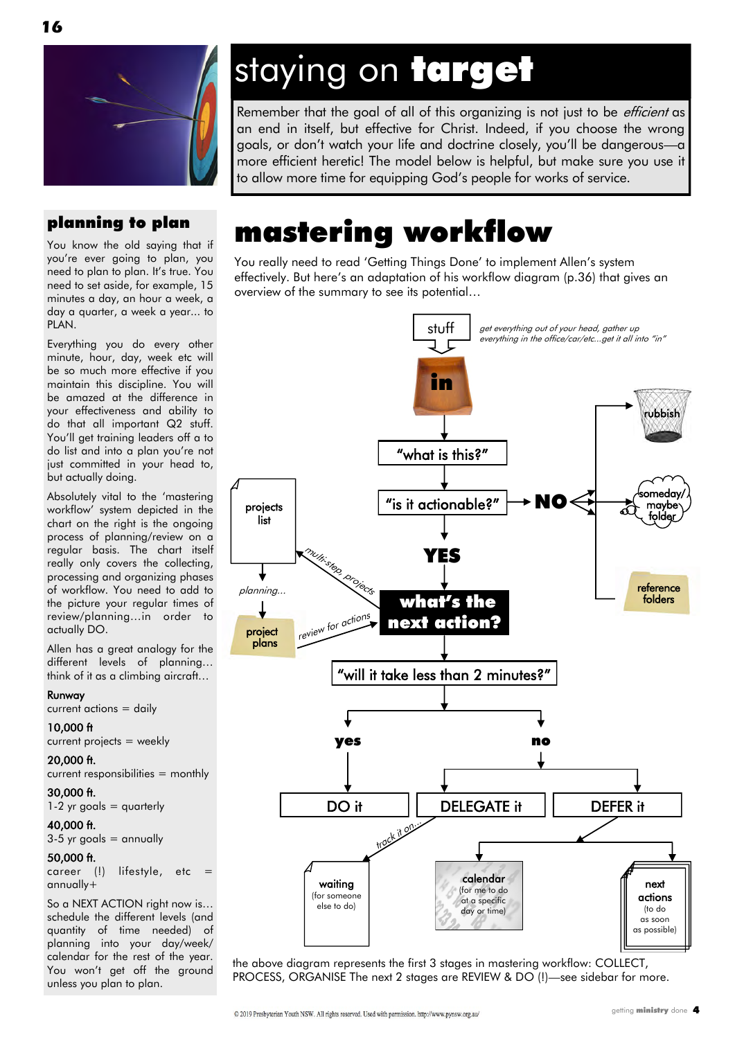# staying on **target**

Remember that the goal of all of this organizing is not just to be *efficient* as an end in itself, but effective for Christ. Indeed, if you choose the wrong goals, or don't watch your life and doctrine closely, you'll be dangerous—a more efficient heretic! The model below is helpful, but make sure you use it to allow more time for equipping God's people for works of service.

## planning to plan

You know the old saying that if you're ever going to plan, you need to plan to plan. It's true. You need to set aside, for example, 15 minutes a day, an hour a week, a day a quarter, a week a year... to PLAN.

Everything you do every other minute, hour, day, week etc will be so much more effective if you maintain this discipline. You will be amazed at the difference in your effectiveness and ability to do that all important Q2 stuff. You'll get training leaders off a to do list and into a plan you're not just committed in your head to, but actually doing.

Absolutely vital to the 'mastering workflow' system depicted in the chart on the right is the ongoing process of planning/review on a regular basis. The chart itself really only covers the collecting, processing and organizing phases of workflow. You need to add to the picture your regular times of review/planning…in order to actually DO.

Allen has a great analogy for the different levels of planning… think of it as a climbing aircraft…

**Runway**
current actions = daily

**10,000 ft**
current projects = weekly

**20,000 ft.**
current responsibilities = monthly

**30,000 ft.**
1-2 yr goals = quarterly

**40,000 ft.**
3-5 yr goals = annually

**50,000 ft.**
career (!) lifestyle, etc = annually+

So a NEXT ACTION right now is… schedule the different levels (and quantity of time needed) of planning into your day/week/calendar for the rest of the year. You won't get off the ground unless you plan to plan.

# mastering workflow

You really need to read 'Getting Things Done' to implement Allen's system effectively. But here's an adaptation of his workflow diagram (p.36) that gives an overview of the summary to see its potential…

stuff
*get everything out of your head, gather up everything in the office/car/etc...get it all into "in"*
in
"what is this?"
"is it actionable?"
NO
rubbish
someday/maybe folder
reference folders
YES
projects list
*multi-step projects*
*planning...*
project plans
*review for actions*
what's the next action?
"will it take less than 2 minutes?"
yes
no
DO it
DELEGATE it
DEFER it
*track it on...*
waiting (for someone else to do)
calendar (for me to do at a specific day or time)
next actions (to do as soon as possible)

the above diagram represents the first 3 stages in mastering workflow: COLLECT, PROCESS, ORGANISE The next 2 stages are REVIEW & DO (!)—see sidebar for more.

© 2019 Presbyterian Youth NSW. All rights reserved. Used with permission. http://www.pynsw.org.au/